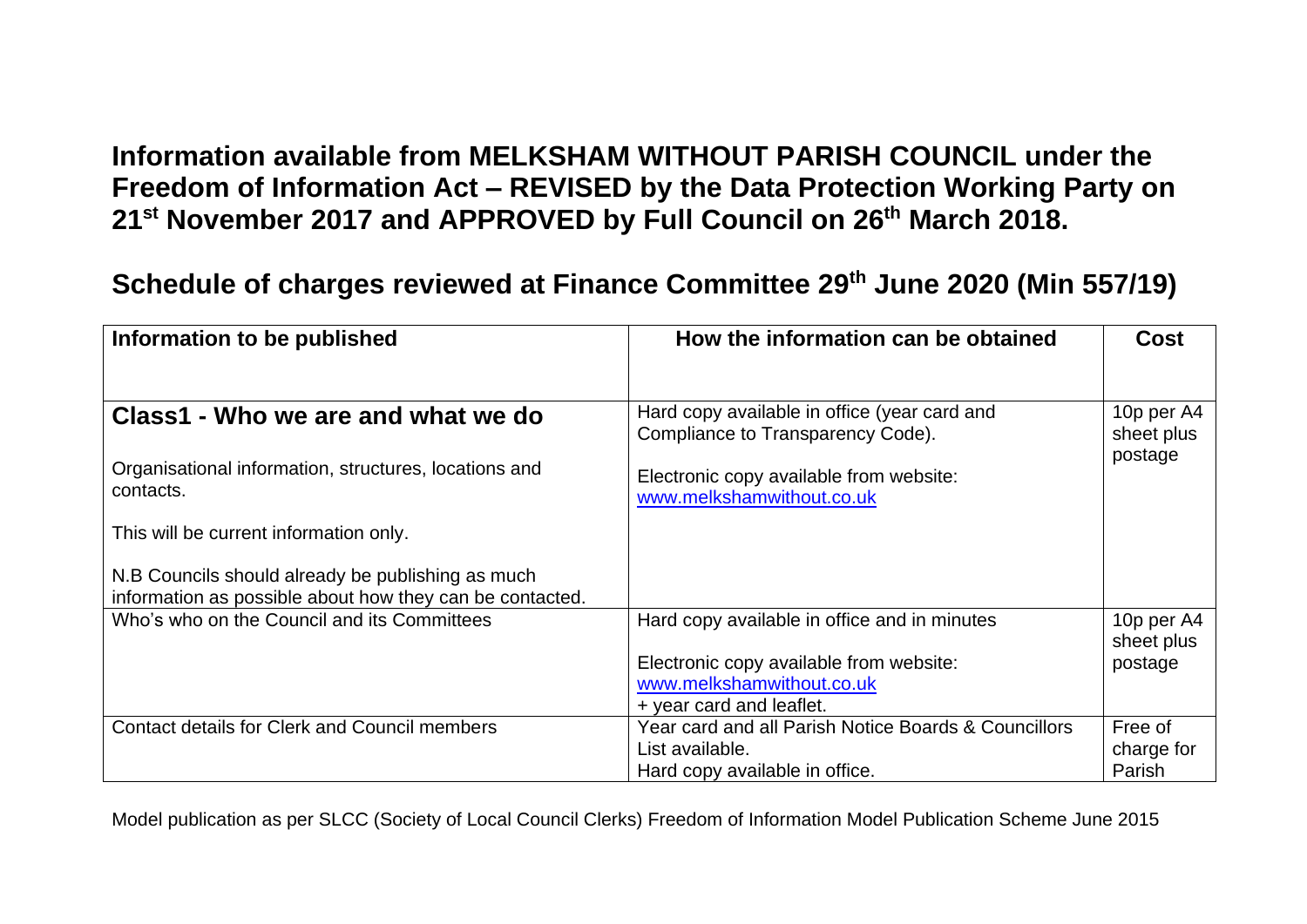# Information available from MELKSHAM WITHOUT PARISH COUNCIL under the Freedom of Information Act – REVISED by the Data Protection Working Party on 21st November 2017 and APPROVED by Full Council on 26th March 2018.

## Schedule of charges reviewed at Finance Committee 29th June 2020 (Min 557/19)

| Information to be published | How the information can be obtained | Cost |
|---|---|---|
| **Class1 - Who we are and what we do**<br><br>Organisational information, structures, locations and contacts.<br><br>This will be current information only.<br><br>N.B Councils should already be publishing as much information as possible about how they can be contacted. | Hard copy available in office (year card and Compliance to Transparency Code).<br><br>Electronic copy available from website: www.melkshamwithout.co.uk | 10p per A4 sheet plus postage |
| Who's who on the Council and its Committees | Hard copy available in office and in minutes<br><br>Electronic copy available from website: www.melkshamwithout.co.uk<br>+ year card and leaflet. | 10p per A4 sheet plus postage |
| Contact details for Clerk and Council members | Year card and all Parish Notice Boards & Councillors List available.<br>Hard copy available in office. | Free of charge for Parish |

Model publication as per SLCC (Society of Local Council Clerks) Freedom of Information Model Publication Scheme June 2015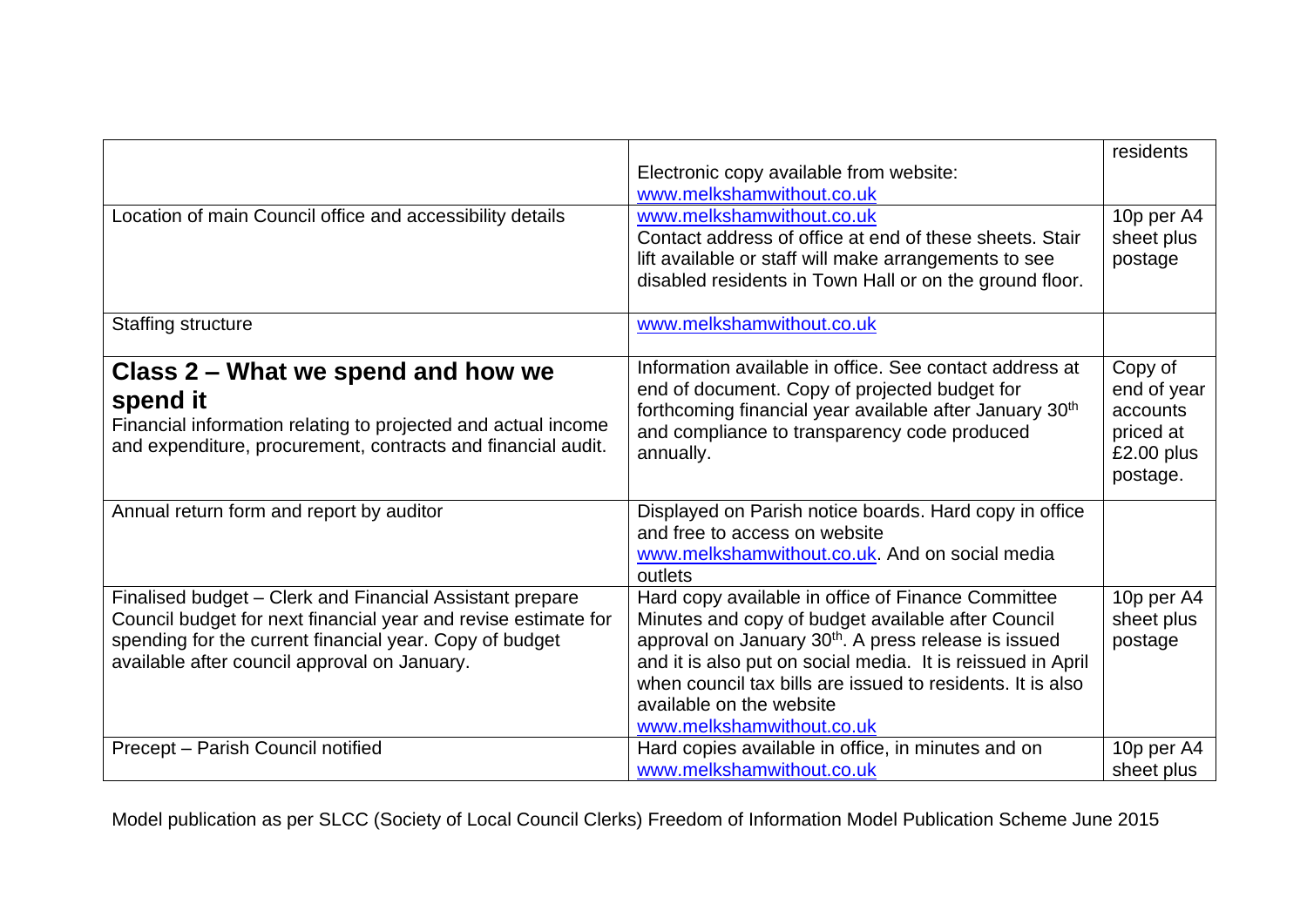| | | |
|---|---|---|
| | Electronic copy available from website: www.melkshamwithout.co.uk | residents |
| Location of main Council office and accessibility details | www.melkshamwithout.co.uk Contact address of office at end of these sheets. Stair lift available or staff will make arrangements to see disabled residents in Town Hall or on the ground floor. | 10p per A4 sheet plus postage |
| Staffing structure | www.melkshamwithout.co.uk | |
| **Class 2 – What we spend and how we spend it** Financial information relating to projected and actual income and expenditure, procurement, contracts and financial audit. | Information available in office. See contact address at end of document. Copy of projected budget for forthcoming financial year available after January 30th and compliance to transparency code produced annually. | Copy of end of year accounts priced at £2.00 plus postage. |
| Annual return form and report by auditor | Displayed on Parish notice boards. Hard copy in office and free to access on website www.melkshamwithout.co.uk. And on social media outlets | |
| Finalised budget – Clerk and Financial Assistant prepare Council budget for next financial year and revise estimate for spending for the current financial year. Copy of budget available after council approval on January. | Hard copy available in office of Finance Committee Minutes and copy of budget available after Council approval on January 30th. A press release is issued and it is also put on social media. It is reissued in April when council tax bills are issued to residents. It is also available on the website www.melkshamwithout.co.uk | 10p per A4 sheet plus postage |
| Precept – Parish Council notified | Hard copies available in office, in minutes and on www.melkshamwithout.co.uk | 10p per A4 sheet plus |

Model publication as per SLCC (Society of Local Council Clerks) Freedom of Information Model Publication Scheme June 2015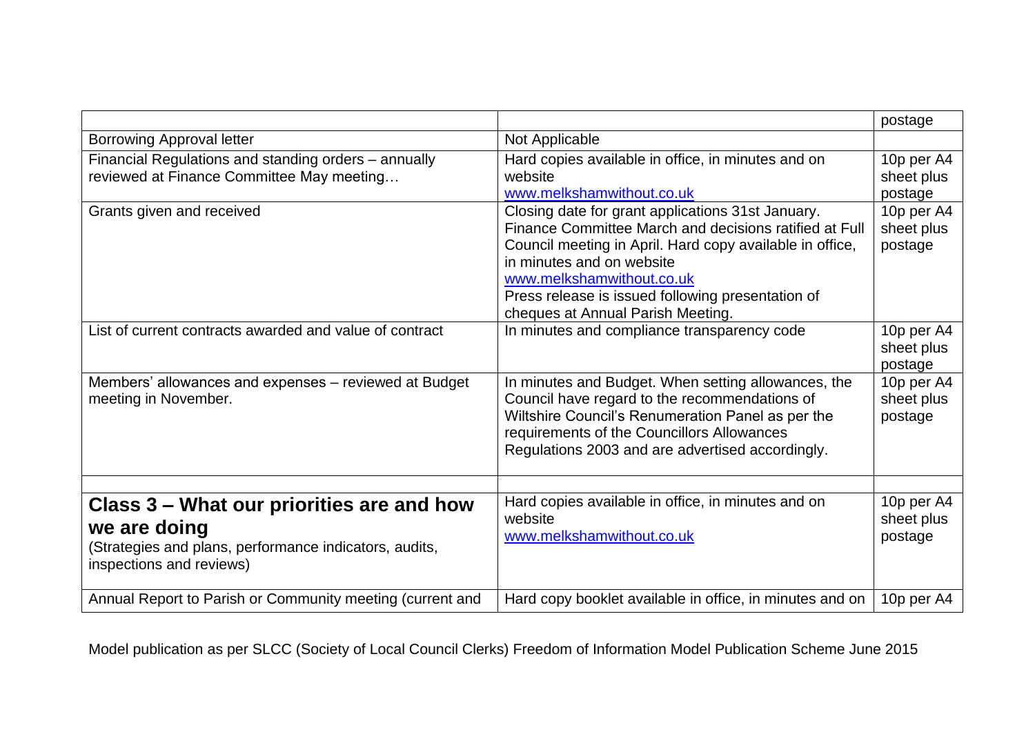| | | |
|---|---|---|
| | | postage |
| Borrowing Approval letter | Not Applicable | |
| Financial Regulations and standing orders – annually reviewed at Finance Committee May meeting… | Hard copies available in office, in minutes and on website www.melkshamwithout.co.uk | 10p per A4 sheet plus postage |
| Grants given and received | Closing date for grant applications 31st January. Finance Committee March and decisions ratified at Full Council meeting in April. Hard copy available in office, in minutes and on website www.melkshamwithout.co.uk Press release is issued following presentation of cheques at Annual Parish Meeting. | 10p per A4 sheet plus postage |
| List of current contracts awarded and value of contract | In minutes and compliance transparency code | 10p per A4 sheet plus postage |
| Members' allowances and expenses – reviewed at Budget meeting in November. | In minutes and Budget. When setting allowances, the Council have regard to the recommendations of Wiltshire Council's Renumeration Panel as per the requirements of the Councillors Allowances Regulations 2003 and are advertised accordingly. | 10p per A4 sheet plus postage |
| | | |
| **Class 3 – What our priorities are and how we are doing** (Strategies and plans, performance indicators, audits, inspections and reviews) | Hard copies available in office, in minutes and on website www.melkshamwithout.co.uk | 10p per A4 sheet plus postage |
| Annual Report to Parish or Community meeting (current and | Hard copy booklet available in office, in minutes and on | 10p per A4 |

Model publication as per SLCC (Society of Local Council Clerks) Freedom of Information Model Publication Scheme June 2015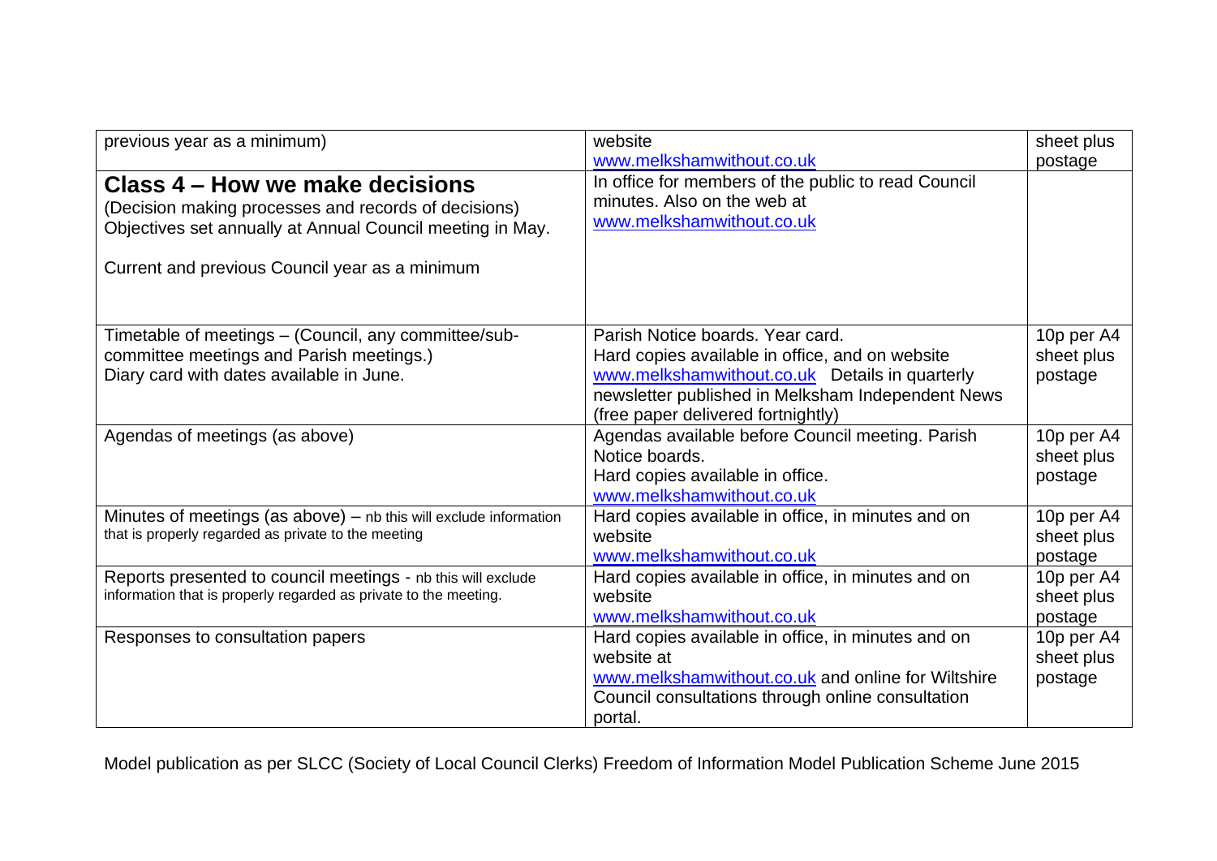| | | |
|---|---|---|
| previous year as a minimum) | website www.melkshamwithout.co.uk | sheet plus postage |
| **Class 4 – How we make decisions** (Decision making processes and records of decisions) Objectives set annually at Annual Council meeting in May. <br><br> Current and previous Council year as a minimum | In office for members of the public to read Council minutes. Also on the web at www.melkshamwithout.co.uk | |
| Timetable of meetings – (Council, any committee/sub-committee meetings and Parish meetings.) Diary card with dates available in June. | Parish Notice boards. Year card. Hard copies available in office, and on website www.melkshamwithout.co.uk Details in quarterly newsletter published in Melksham Independent News (free paper delivered fortnightly) | 10p per A4 sheet plus postage |
| Agendas of meetings (as above) | Agendas available before Council meeting. Parish Notice boards. Hard copies available in office. www.melkshamwithout.co.uk | 10p per A4 sheet plus postage |
| Minutes of meetings (as above) – nb this will exclude information that is properly regarded as private to the meeting | Hard copies available in office, in minutes and on website www.melkshamwithout.co.uk | 10p per A4 sheet plus postage |
| Reports presented to council meetings - nb this will exclude information that is properly regarded as private to the meeting. | Hard copies available in office, in minutes and on website www.melkshamwithout.co.uk | 10p per A4 sheet plus postage |
| Responses to consultation papers | Hard copies available in office, in minutes and on website at www.melkshamwithout.co.uk and online for Wiltshire Council consultations through online consultation portal. | 10p per A4 sheet plus postage |

Model publication as per SLCC (Society of Local Council Clerks) Freedom of Information Model Publication Scheme June 2015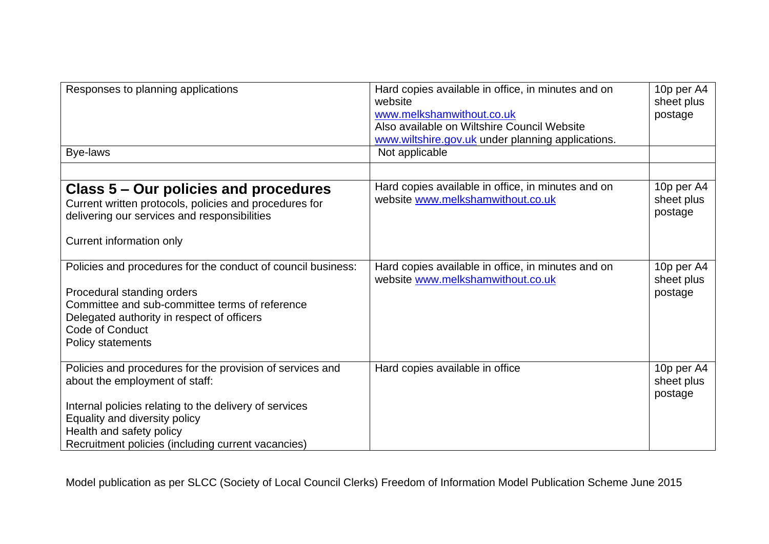| | | |
|---|---|---|
| Responses to planning applications | Hard copies available in office, in minutes and on website www.melkshamwithout.co.uk Also available on Wiltshire Council Website www.wiltshire.gov.uk under planning applications. | 10p per A4 sheet plus postage |
| Bye-laws | Not applicable | |
| | | |
| **Class 5 – Our policies and procedures** Current written protocols, policies and procedures for delivering our services and responsibilities<br><br>Current information only | Hard copies available in office, in minutes and on website www.melkshamwithout.co.uk | 10p per A4 sheet plus postage |
| Policies and procedures for the conduct of council business:<br><br>Procedural standing orders<br>Committee and sub-committee terms of reference<br>Delegated authority in respect of officers<br>Code of Conduct<br>Policy statements | Hard copies available in office, in minutes and on website www.melkshamwithout.co.uk | 10p per A4 sheet plus postage |
| Policies and procedures for the provision of services and about the employment of staff:<br><br>Internal policies relating to the delivery of services<br>Equality and diversity policy<br>Health and safety policy<br>Recruitment policies (including current vacancies) | Hard copies available in office | 10p per A4 sheet plus postage |

Model publication as per SLCC (Society of Local Council Clerks) Freedom of Information Model Publication Scheme June 2015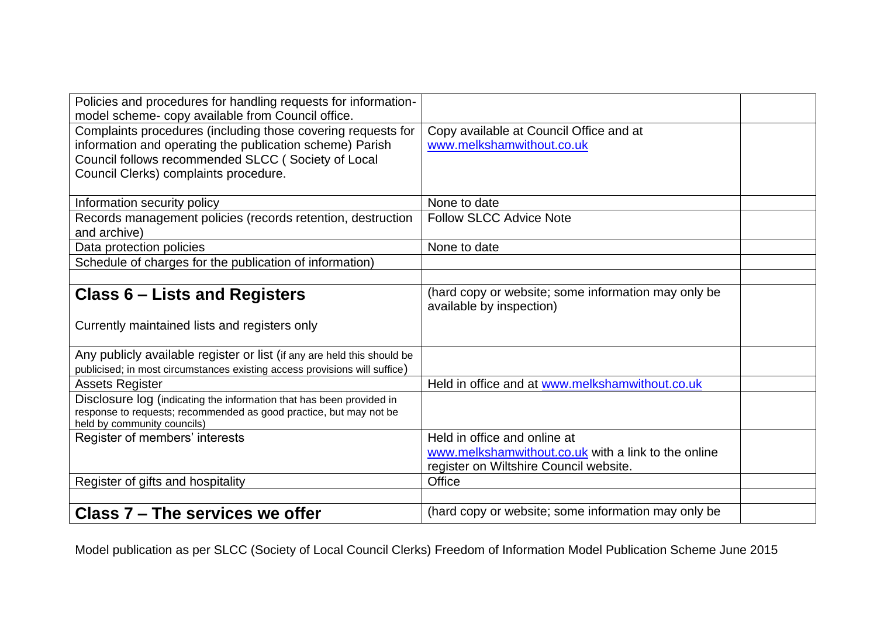| | | |
|---|---|---|
| Policies and procedures for handling requests for information- model scheme- copy available from Council office. | | |
| Complaints procedures (including those covering requests for information and operating the publication scheme) Parish Council follows recommended SLCC ( Society of Local Council Clerks) complaints procedure. | Copy available at Council Office and at www.melkshamwithout.co.uk | |
| Information security policy | None to date | |
| Records management policies (records retention, destruction and archive) | Follow SLCC Advice Note | |
| Data protection policies | None to date | |
| Schedule of charges for the publication of information) | | |
| | | |
| **Class 6 – Lists and Registers**<br><br>Currently maintained lists and registers only | (hard copy or website; some information may only be available by inspection) | |
| Any publicly available register or list (if any are held this should be publicised; in most circumstances existing access provisions will suffice) | | |
| Assets Register | Held in office and at www.melkshamwithout.co.uk | |
| Disclosure log (indicating the information that has been provided in response to requests; recommended as good practice, but may not be held by community councils) | | |
| Register of members' interests | Held in office and online at www.melkshamwithout.co.uk with a link to the online register on Wiltshire Council website. | |
| Register of gifts and hospitality | Office | |
| | | |
| **Class 7 – The services we offer** | (hard copy or website; some information may only be | |

Model publication as per SLCC (Society of Local Council Clerks) Freedom of Information Model Publication Scheme June 2015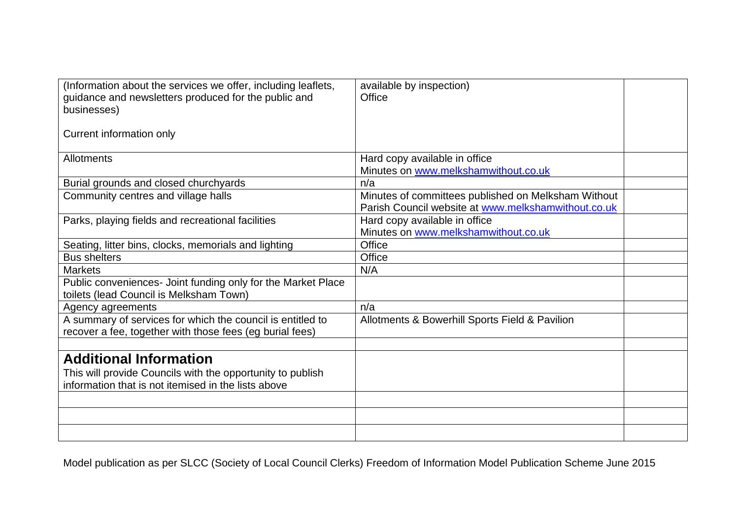| | | |
|---|---|---|
| (Information about the services we offer, including leaflets, guidance and newsletters produced for the public and businesses)<br><br>Current information only | available by inspection)<br>Office | |
| Allotments | Hard copy available in office<br>Minutes on www.melkshamwithout.co.uk | |
| Burial grounds and closed churchyards | n/a | |
| Community centres and village halls | Minutes of committees published on Melksham Without Parish Council website at www.melkshamwithout.co.uk | |
| Parks, playing fields and recreational facilities | Hard copy available in office<br>Minutes on www.melkshamwithout.co.uk | |
| Seating, litter bins, clocks, memorials and lighting | Office | |
| Bus shelters | Office | |
| Markets | N/A | |
| Public conveniences- Joint funding only for the Market Place toilets (lead Council is Melksham Town) | | |
| Agency agreements | n/a | |
| A summary of services for which the council is entitled to recover a fee, together with those fees (eg burial fees) | Allotments & Bowerhill Sports Field & Pavilion | |
| | | |
| **Additional Information**<br>This will provide Councils with the opportunity to publish information that is not itemised in the lists above | | |
| | | |
| | | |
| | | |

Model publication as per SLCC (Society of Local Council Clerks) Freedom of Information Model Publication Scheme June 2015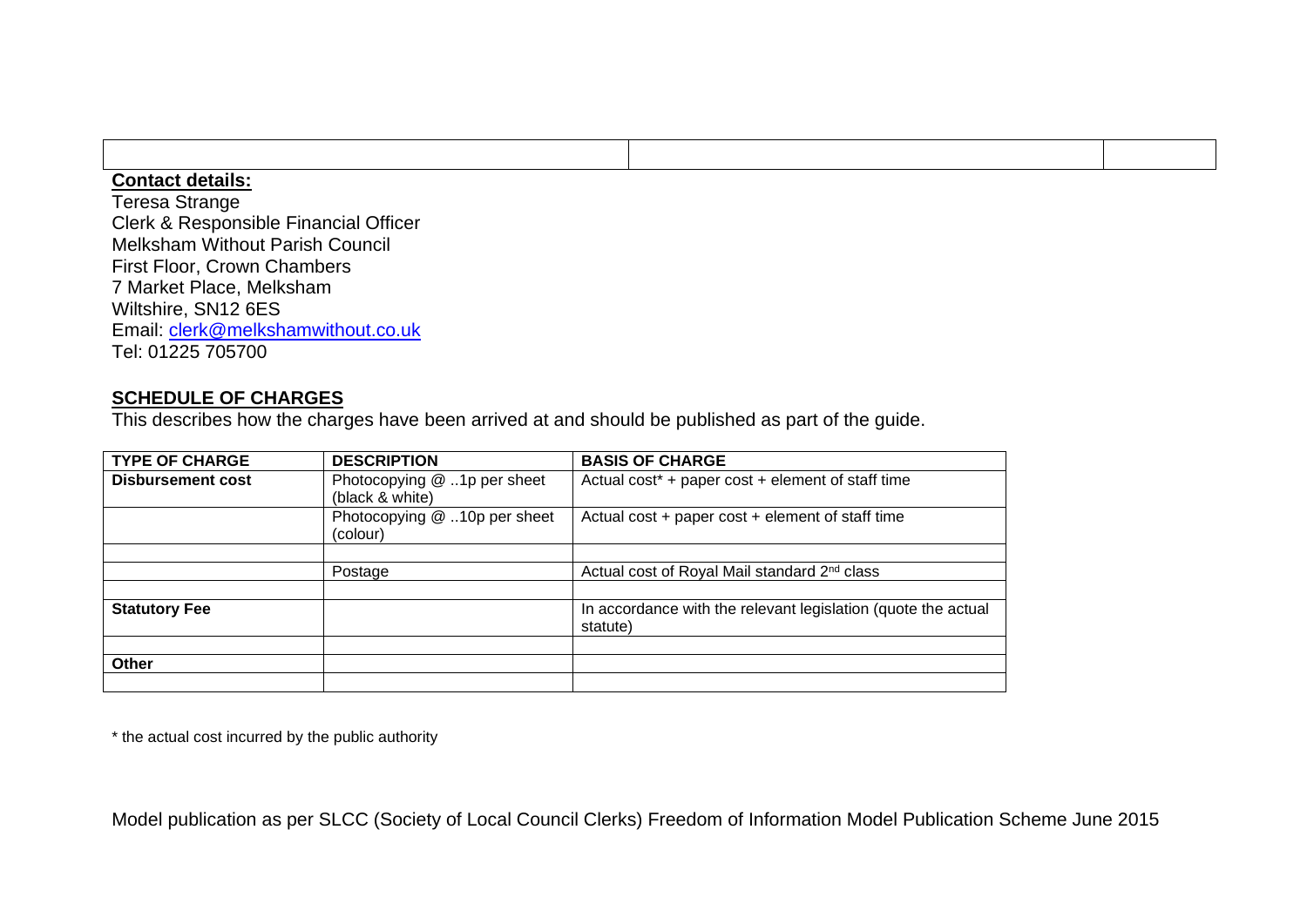| | | |
|---|---|---|
| | | |

**Contact details:**
Teresa Strange
Clerk & Responsible Financial Officer
Melksham Without Parish Council
First Floor, Crown Chambers
7 Market Place, Melksham
Wiltshire, SN12 6ES
Email: clerk@melkshamwithout.co.uk
Tel: 01225 705700

## SCHEDULE OF CHARGES

This describes how the charges have been arrived at and should be published as part of the guide.

| TYPE OF CHARGE | DESCRIPTION | BASIS OF CHARGE |
|---|---|---|
| **Disbursement cost** | Photocopying @ ..1p per sheet (black & white) | Actual cost* + paper cost + element of staff time |
| | Photocopying @ ..10p per sheet (colour) | Actual cost + paper cost + element of staff time |
| | | |
| | Postage | Actual cost of Royal Mail standard 2nd class |
| | | |
| **Statutory Fee** | | In accordance with the relevant legislation (quote the actual statute) |
| | | |
| **Other** | | |
| | | |

* the actual cost incurred by the public authority

Model publication as per SLCC (Society of Local Council Clerks) Freedom of Information Model Publication Scheme June 2015